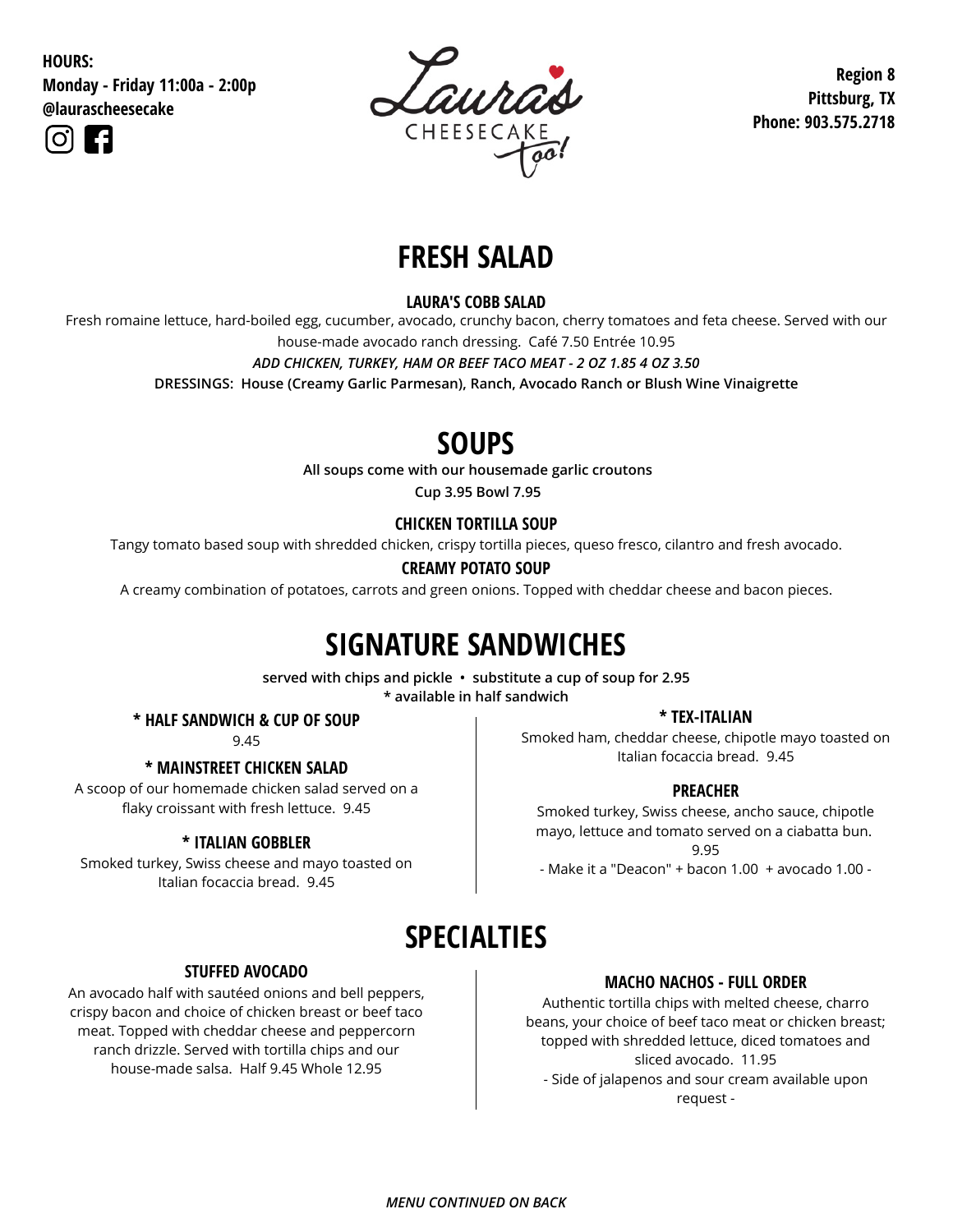**HOURS:**
**Monday - Friday 11:00a - 2:00p**
**@laurascheesecake**

Laura's CHEESECAKE too!

**Region 8**
**Pittsburg, TX**
**Phone: 903.575.2718**

# FRESH SALAD

### LAURA'S COBB SALAD

Fresh romaine lettuce, hard-boiled egg, cucumber, avocado, crunchy bacon, cherry tomatoes and feta cheese. Served with our house-made avocado ranch dressing. Café 7.50 Entrée 10.95

***ADD CHICKEN, TURKEY, HAM OR BEEF TACO MEAT - 2 OZ 1.85 4 OZ 3.50***

**DRESSINGS: House (Creamy Garlic Parmesan), Ranch, Avocado Ranch or Blush Wine Vinaigrette**

# SOUPS

**All soups come with our housemade garlic croutons**

**Cup 3.95 Bowl 7.95**

### CHICKEN TORTILLA SOUP

Tangy tomato based soup with shredded chicken, crispy tortilla pieces, queso fresco, cilantro and fresh avocado.

### CREAMY POTATO SOUP

A creamy combination of potatoes, carrots and green onions. Topped with cheddar cheese and bacon pieces.

# SIGNATURE SANDWICHES

**served with chips and pickle • substitute a cup of soup for 2.95**
**\* available in half sandwich**

### * HALF SANDWICH & CUP OF SOUP

9.45

### * MAINSTREET CHICKEN SALAD

A scoop of our homemade chicken salad served on a flaky croissant with fresh lettuce. 9.45

### * ITALIAN GOBBLER

Smoked turkey, Swiss cheese and mayo toasted on Italian focaccia bread. 9.45

### * TEX-ITALIAN

Smoked ham, cheddar cheese, chipotle mayo toasted on Italian focaccia bread. 9.45

### PREACHER

Smoked turkey, Swiss cheese, ancho sauce, chipotle mayo, lettuce and tomato served on a ciabatta bun. 9.95

- Make it a "Deacon" + bacon 1.00 + avocado 1.00 -

# SPECIALTIES

### STUFFED AVOCADO

An avocado half with sautéed onions and bell peppers, crispy bacon and choice of chicken breast or beef taco meat. Topped with cheddar cheese and peppercorn ranch drizzle. Served with tortilla chips and our house-made salsa. Half 9.45 Whole 12.95

### MACHO NACHOS - FULL ORDER

Authentic tortilla chips with melted cheese, charro beans, your choice of beef taco meat or chicken breast; topped with shredded lettuce, diced tomatoes and sliced avocado. 11.95

- Side of jalapenos and sour cream available upon request -

*MENU CONTINUED ON BACK*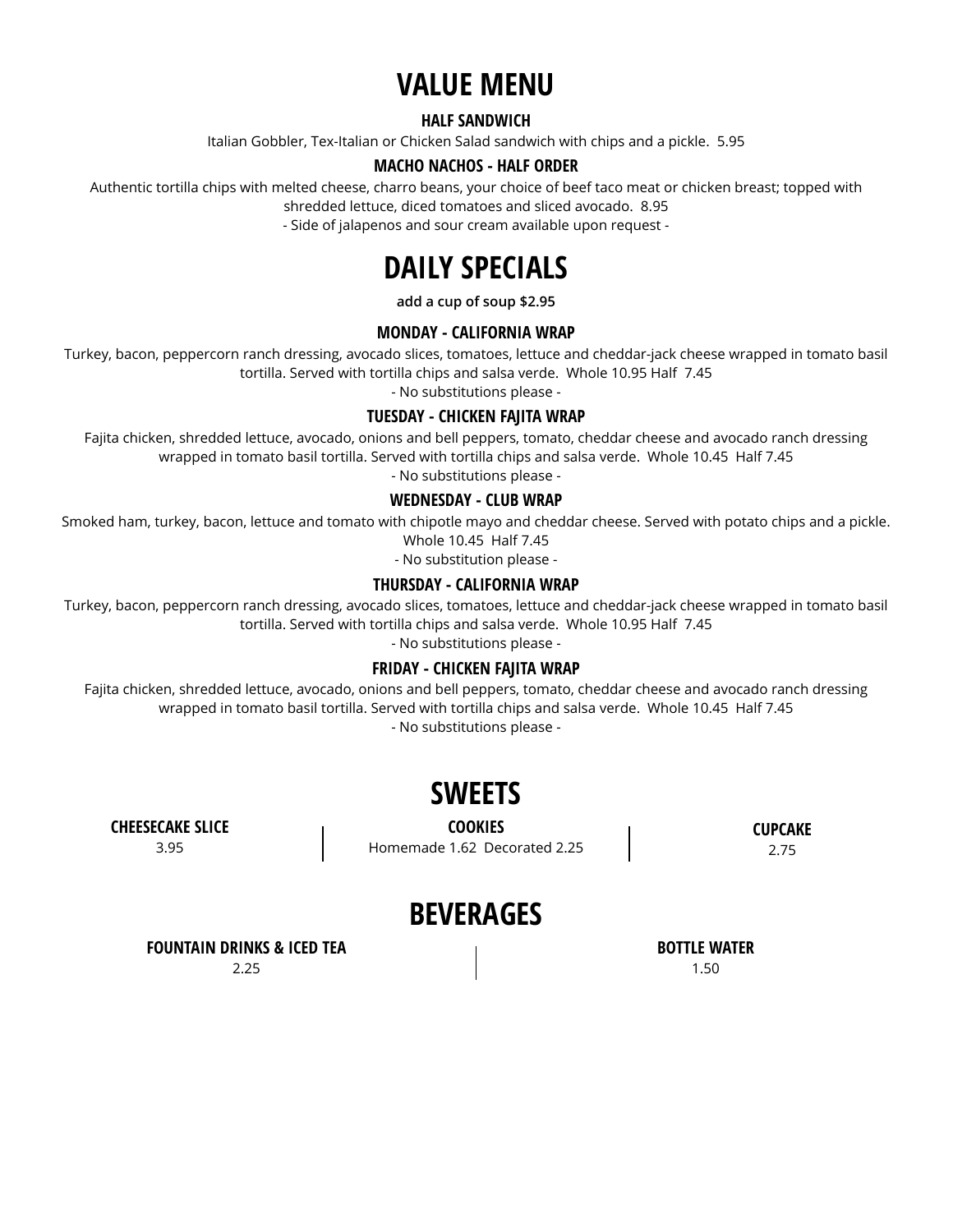# VALUE MENU

### HALF SANDWICH

Italian Gobbler, Tex-Italian or Chicken Salad sandwich with chips and a pickle. 5.95

### MACHO NACHOS - HALF ORDER

Authentic tortilla chips with melted cheese, charro beans, your choice of beef taco meat or chicken breast; topped with shredded lettuce, diced tomatoes and sliced avocado. 8.95

- Side of jalapenos and sour cream available upon request -

# DAILY SPECIALS

**add a cup of soup $2.95**

### MONDAY - CALIFORNIA WRAP

Turkey, bacon, peppercorn ranch dressing, avocado slices, tomatoes, lettuce and cheddar-jack cheese wrapped in tomato basil tortilla. Served with tortilla chips and salsa verde. Whole 10.95 Half 7.45

- No substitutions please -

### TUESDAY - CHICKEN FAJITA WRAP

Fajita chicken, shredded lettuce, avocado, onions and bell peppers, tomato, cheddar cheese and avocado ranch dressing wrapped in tomato basil tortilla. Served with tortilla chips and salsa verde. Whole 10.45 Half 7.45

- No substitutions please -

### WEDNESDAY - CLUB WRAP

Smoked ham, turkey, bacon, lettuce and tomato with chipotle mayo and cheddar cheese. Served with potato chips and a pickle. Whole 10.45 Half 7.45

- No substitution please -

### THURSDAY - CALIFORNIA WRAP

Turkey, bacon, peppercorn ranch dressing, avocado slices, tomatoes, lettuce and cheddar-jack cheese wrapped in tomato basil tortilla. Served with tortilla chips and salsa verde. Whole 10.95 Half 7.45

- No substitutions please -

### FRIDAY - CHICKEN FAJITA WRAP

Fajita chicken, shredded lettuce, avocado, onions and bell peppers, tomato, cheddar cheese and avocado ranch dressing wrapped in tomato basil tortilla. Served with tortilla chips and salsa verde. Whole 10.45 Half 7.45

- No substitutions please -

# SWEETS

### CHEESECAKE SLICE

3.95

### COOKIES

Homemade 1.62 Decorated 2.25

### CUPCAKE

2.75

# BEVERAGES

### FOUNTAIN DRINKS & ICED TEA

2.25

### BOTTLE WATER

1.50